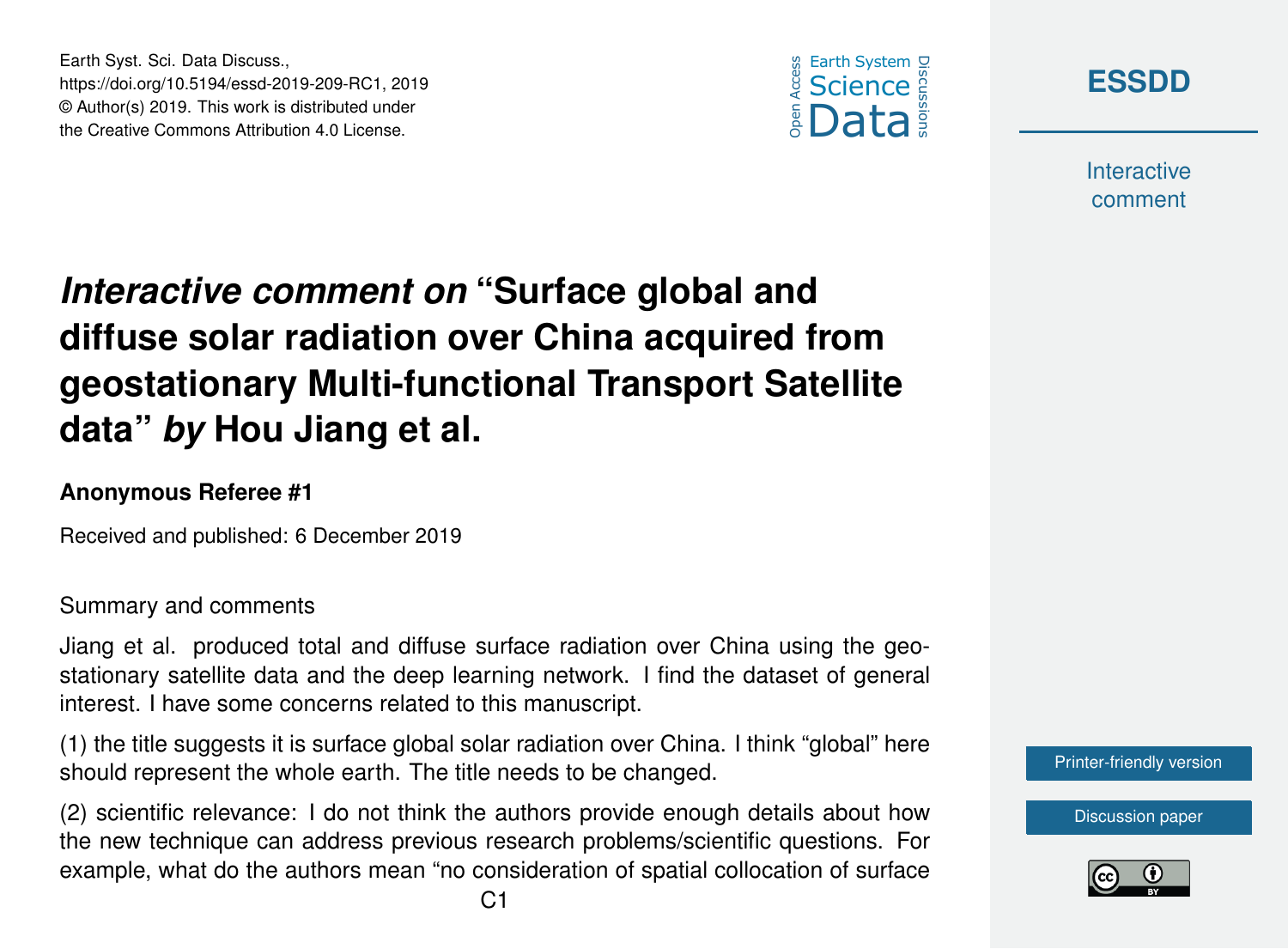# *Interactive comment on* "Surface global and diffuse solar radiation over China acquired from geostationary Multi-functional Transport Satellite data" *by* Hou Jiang et al.

**Anonymous Referee #1**

Received and published: 6 December 2019

Summary and comments

Jiang et al. produced total and diffuse surface radiation over China using the geostationary satellite data and the deep learning network. I find the dataset of general interest. I have some concerns related to this manuscript.

(1) the title suggests it is surface global solar radiation over China. I think "global" here should represent the whole earth. The title needs to be changed.

(2) scientific relevance: I do not think the authors provide enough details about how the new technique can address previous research problems/scientific questions. For example, what do the authors mean "no consideration of spatial collocation of surface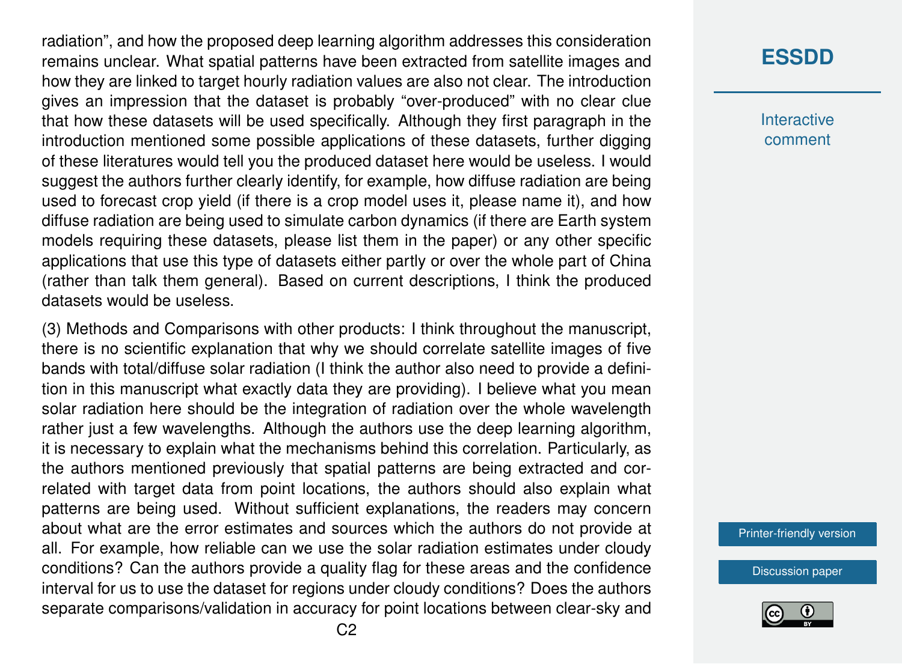radiation", and how the proposed deep learning algorithm addresses this consideration remains unclear. What spatial patterns have been extracted from satellite images and how they are linked to target hourly radiation values are also not clear. The introduction gives an impression that the dataset is probably "over-produced" with no clear clue that how these datasets will be used specifically. Although they first paragraph in the introduction mentioned some possible applications of these datasets, further digging of these literatures would tell you the produced dataset here would be useless. I would suggest the authors further clearly identify, for example, how diffuse radiation are being used to forecast crop yield (if there is a crop model uses it, please name it), and how diffuse radiation are being used to simulate carbon dynamics (if there are Earth system models requiring these datasets, please list them in the paper) or any other specific applications that use this type of datasets either partly or over the whole part of China (rather than talk them general). Based on current descriptions, I think the produced datasets would be useless.

(3) Methods and Comparisons with other products: I think throughout the manuscript, there is no scientific explanation that why we should correlate satellite images of five bands with total/diffuse solar radiation (I think the author also need to provide a definition in this manuscript what exactly data they are providing). I believe what you mean solar radiation here should be the integration of radiation over the whole wavelength rather just a few wavelengths. Although the authors use the deep learning algorithm, it is necessary to explain what the mechanisms behind this correlation. Particularly, as the authors mentioned previously that spatial patterns are being extracted and correlated with target data from point locations, the authors should also explain what patterns are being used. Without sufficient explanations, the readers may concern about what are the error estimates and sources which the authors do not provide at all. For example, how reliable can we use the solar radiation estimates under cloudy conditions? Can the authors provide a quality flag for these areas and the confidence interval for us to use the dataset for regions under cloudy conditions? Does the authors separate comparisons/validation in accuracy for point locations between clear-sky and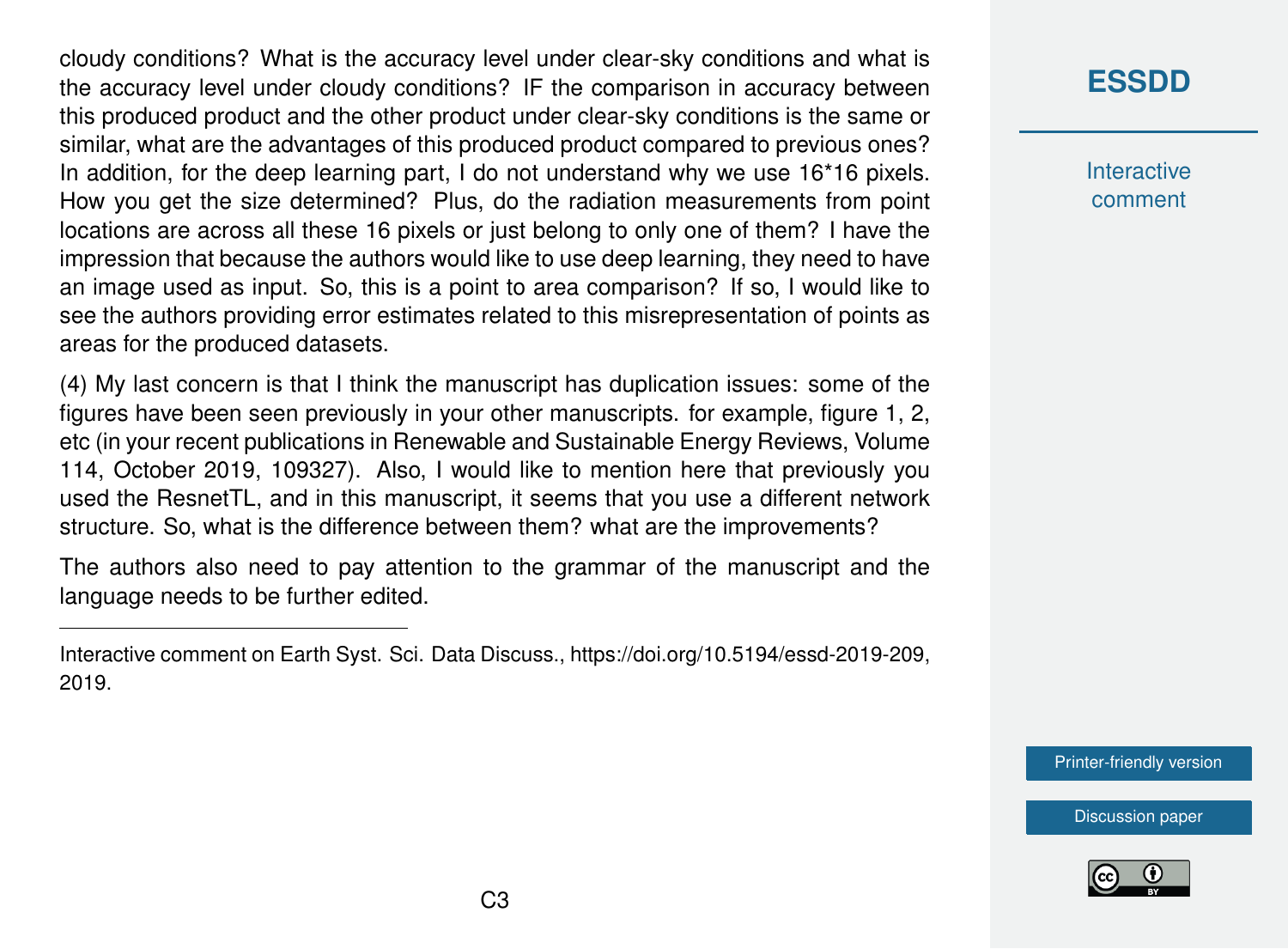cloudy conditions? What is the accuracy level under clear-sky conditions and what is the accuracy level under cloudy conditions? IF the comparison in accuracy between this produced product and the other product under clear-sky conditions is the same or similar, what are the advantages of this produced product compared to previous ones? In addition, for the deep learning part, I do not understand why we use 16*16 pixels. How you get the size determined? Plus, do the radiation measurements from point locations are across all these 16 pixels or just belong to only one of them? I have the impression that because the authors would like to use deep learning, they need to have an image used as input. So, this is a point to area comparison? If so, I would like to see the authors providing error estimates related to this misrepresentation of points as areas for the produced datasets.

(4) My last concern is that I think the manuscript has duplication issues: some of the figures have been seen previously in your other manuscripts. for example, figure 1, 2, etc (in your recent publications in Renewable and Sustainable Energy Reviews, Volume 114, October 2019, 109327). Also, I would like to mention here that previously you used the ResnetTL, and in this manuscript, it seems that you use a different network structure. So, what is the difference between them? what are the improvements?

The authors also need to pay attention to the grammar of the manuscript and the language needs to be further edited.

---

Interactive comment on Earth Syst. Sci. Data Discuss., https://doi.org/10.5194/essd-2019-209, 2019.